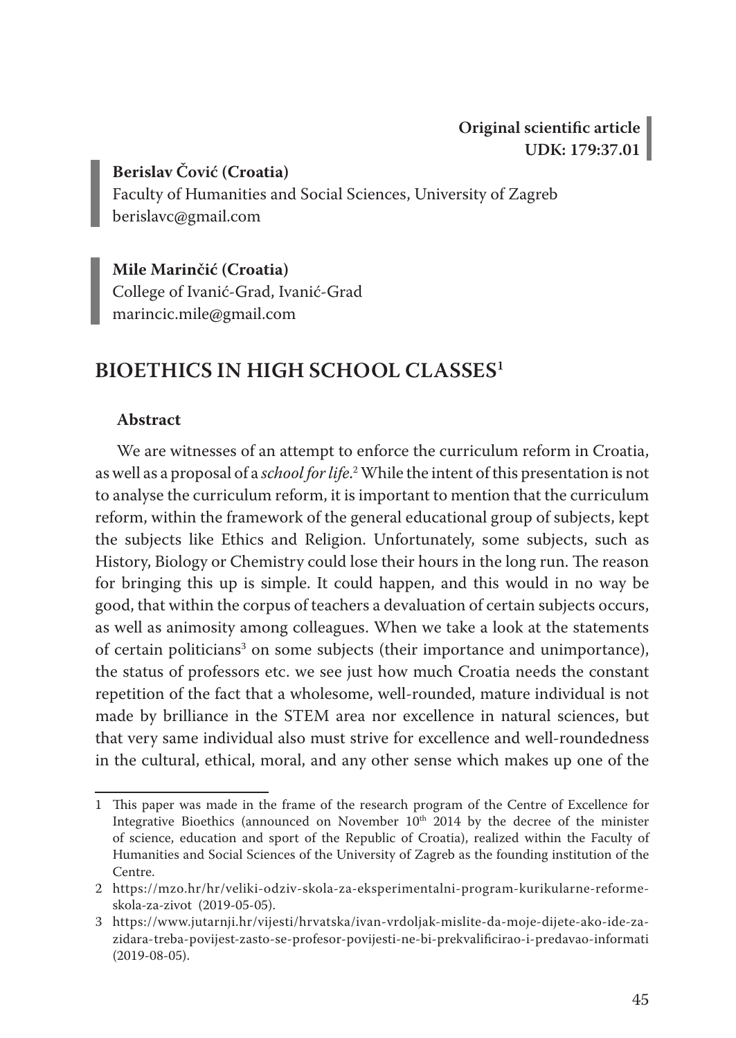**Original scientific article**
**UDK: 179:37.01**

**Berislav Čović (Croatia)**
Faculty of Humanities and Social Sciences, University of Zagreb
berislavc@gmail.com

**Mile Marinčić (Croatia)**
College of Ivanić-Grad, Ivanić-Grad
marincic.mile@gmail.com

# BIOETHICS IN HIGH SCHOOL CLASSES[1]

### Abstract

We are witnesses of an attempt to enforce the curriculum reform in Croatia, as well as a proposal of a *school for life*.[2] While the intent of this presentation is not to analyse the curriculum reform, it is important to mention that the curriculum reform, within the framework of the general educational group of subjects, kept the subjects like Ethics and Religion. Unfortunately, some subjects, such as History, Biology or Chemistry could lose their hours in the long run. The reason for bringing this up is simple. It could happen, and this would in no way be good, that within the corpus of teachers a devaluation of certain subjects occurs, as well as animosity among colleagues. When we take a look at the statements of certain politicians[3] on some subjects (their importance and unimportance), the status of professors etc. we see just how much Croatia needs the constant repetition of the fact that a wholesome, well-rounded, mature individual is not made by brilliance in the STEM area nor excellence in natural sciences, but that very same individual also must strive for excellence and well-roundedness in the cultural, ethical, moral, and any other sense which makes up one of the

---

1 This paper was made in the frame of the research program of the Centre of Excellence for Integrative Bioethics (announced on November 10th 2014 by the decree of the minister of science, education and sport of the Republic of Croatia), realized within the Faculty of Humanities and Social Sciences of the University of Zagreb as the founding institution of the Centre.

2 https://mzo.hr/hr/veliki-odziv-skola-za-eksperimentalni-program-kurikularne-reforme-skola-za-zivot (2019-05-05).

3 https://www.jutarnji.hr/vijesti/hrvatska/ivan-vrdoljak-mislite-da-moje-dijete-ako-ide-za-zidara-treba-povijest-zasto-se-profesor-povijesti-ne-bi-prekvalificirao-i-predavao-informati (2019-08-05).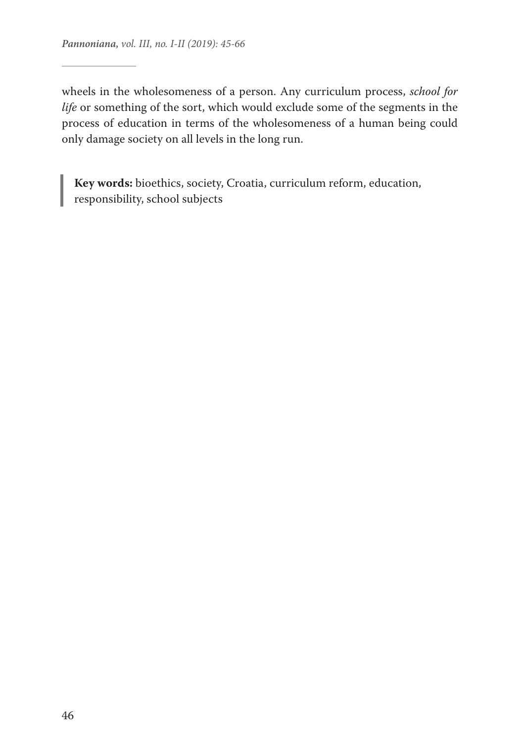wheels in the wholesomeness of a person. Any curriculum process, *school for life* or something of the sort, which would exclude some of the segments in the process of education in terms of the wholesomeness of a human being could only damage society on all levels in the long run.

> **Key words:** bioethics, society, Croatia, curriculum reform, education, responsibility, school subjects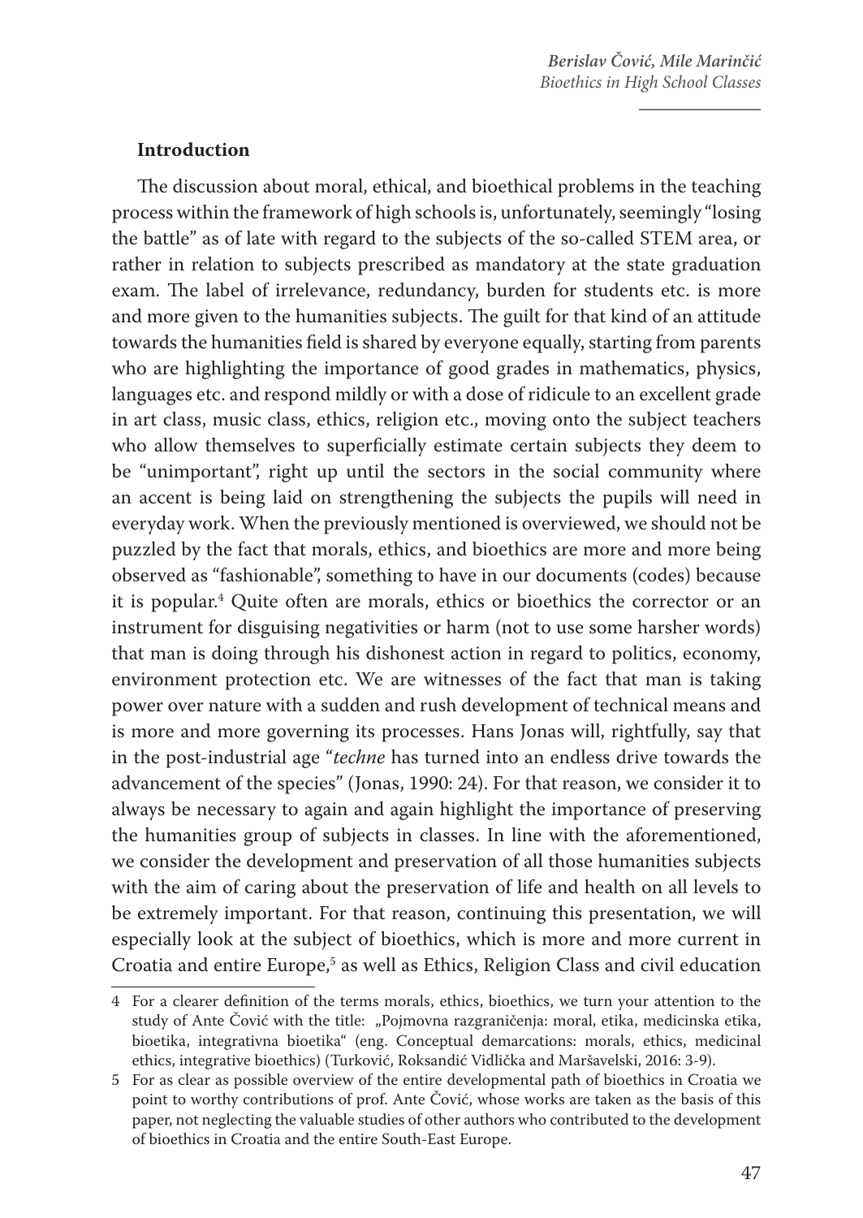## Introduction

The discussion about moral, ethical, and bioethical problems in the teaching process within the framework of high schools is, unfortunately, seemingly "losing the battle" as of late with regard to the subjects of the so-called STEM area, or rather in relation to subjects prescribed as mandatory at the state graduation exam. The label of irrelevance, redundancy, burden for students etc. is more and more given to the humanities subjects. The guilt for that kind of an attitude towards the humanities field is shared by everyone equally, starting from parents who are highlighting the importance of good grades in mathematics, physics, languages etc. and respond mildly or with a dose of ridicule to an excellent grade in art class, music class, ethics, religion etc., moving onto the subject teachers who allow themselves to superficially estimate certain subjects they deem to be "unimportant", right up until the sectors in the social community where an accent is being laid on strengthening the subjects the pupils will need in everyday work. When the previously mentioned is overviewed, we should not be puzzled by the fact that morals, ethics, and bioethics are more and more being observed as "fashionable", something to have in our documents (codes) because it is popular.[4] Quite often are morals, ethics or bioethics the corrector or an instrument for disguising negativities or harm (not to use some harsher words) that man is doing through his dishonest action in regard to politics, economy, environment protection etc. We are witnesses of the fact that man is taking power over nature with a sudden and rush development of technical means and is more and more governing its processes. Hans Jonas will, rightfully, say that in the post-industrial age "*techne* has turned into an endless drive towards the advancement of the species" (Jonas, 1990: 24). For that reason, we consider it to always be necessary to again and again highlight the importance of preserving the humanities group of subjects in classes. In line with the aforementioned, we consider the development and preservation of all those humanities subjects with the aim of caring about the preservation of life and health on all levels to be extremely important. For that reason, continuing this presentation, we will especially look at the subject of bioethics, which is more and more current in Croatia and entire Europe,[5] as well as Ethics, Religion Class and civil education

4 For a clearer definition of the terms morals, ethics, bioethics, we turn your attention to the study of Ante Čović with the title: „Pojmovna razgraničenja: moral, etika, medicinska etika, bioetika, integrativna bioetika" (eng. Conceptual demarcations: morals, ethics, medicinal ethics, integrative bioethics) (Turković, Roksandić Vidlička and Maršavelski, 2016: 3-9).

5 For as clear as possible overview of the entire developmental path of bioethics in Croatia we point to worthy contributions of prof. Ante Čović, whose works are taken as the basis of this paper, not neglecting the valuable studies of other authors who contributed to the development of bioethics in Croatia and the entire South-East Europe.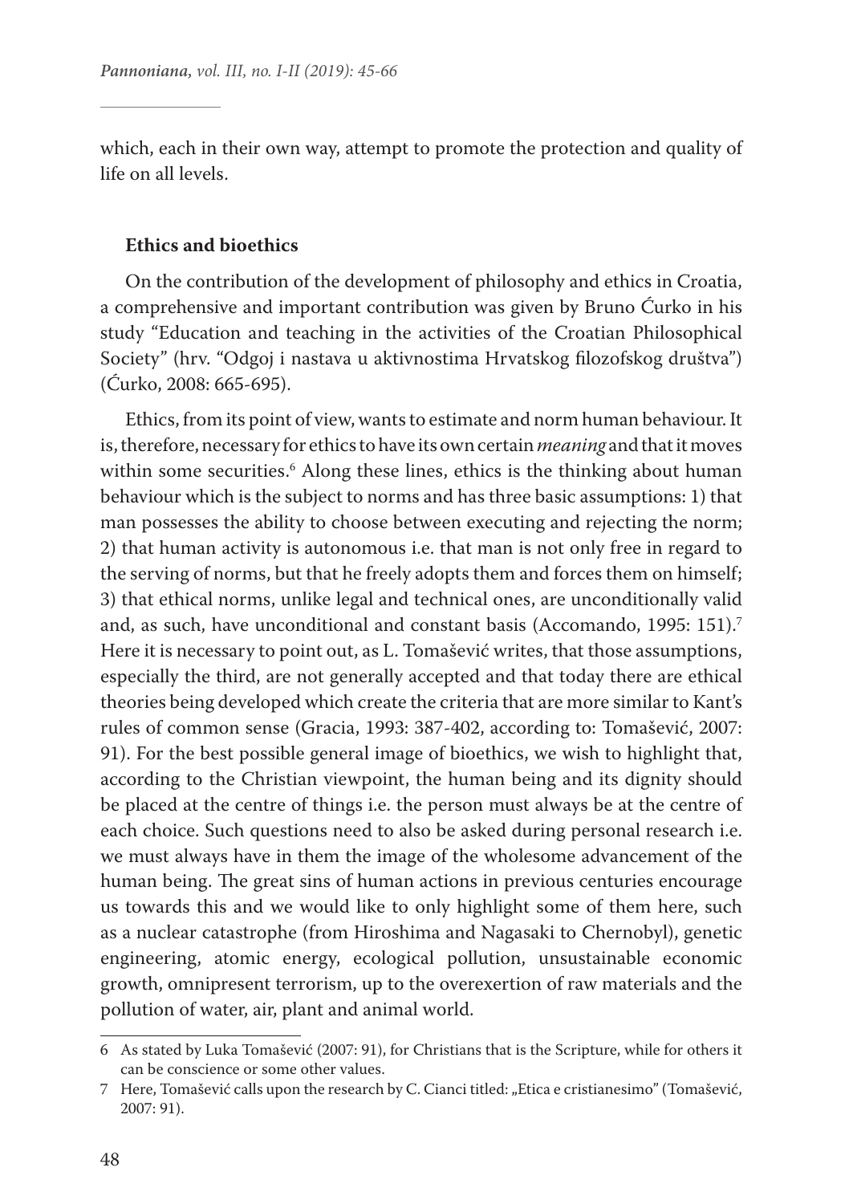which, each in their own way, attempt to promote the protection and quality of life on all levels.

### Ethics and bioethics

On the contribution of the development of philosophy and ethics in Croatia, a comprehensive and important contribution was given by Bruno Ćurko in his study "Education and teaching in the activities of the Croatian Philosophical Society" (hrv. "Odgoj i nastava u aktivnostima Hrvatskog filozofskog društva") (Ćurko, 2008: 665-695).

Ethics, from its point of view, wants to estimate and norm human behaviour. It is, therefore, necessary for ethics to have its own certain *meaning* and that it moves within some securities.[6] Along these lines, ethics is the thinking about human behaviour which is the subject to norms and has three basic assumptions: 1) that man possesses the ability to choose between executing and rejecting the norm; 2) that human activity is autonomous i.e. that man is not only free in regard to the serving of norms, but that he freely adopts them and forces them on himself; 3) that ethical norms, unlike legal and technical ones, are unconditionally valid and, as such, have unconditional and constant basis (Accomando, 1995: 151).[7] Here it is necessary to point out, as L. Tomašević writes, that those assumptions, especially the third, are not generally accepted and that today there are ethical theories being developed which create the criteria that are more similar to Kant's rules of common sense (Gracia, 1993: 387-402, according to: Tomašević, 2007: 91). For the best possible general image of bioethics, we wish to highlight that, according to the Christian viewpoint, the human being and its dignity should be placed at the centre of things i.e. the person must always be at the centre of each choice. Such questions need to also be asked during personal research i.e. we must always have in them the image of the wholesome advancement of the human being. The great sins of human actions in previous centuries encourage us towards this and we would like to only highlight some of them here, such as a nuclear catastrophe (from Hiroshima and Nagasaki to Chernobyl), genetic engineering, atomic energy, ecological pollution, unsustainable economic growth, omnipresent terrorism, up to the overexertion of raw materials and the pollution of water, air, plant and animal world.

---

6 As stated by Luka Tomašević (2007: 91), for Christians that is the Scripture, while for others it can be conscience or some other values.

7 Here, Tomašević calls upon the research by C. Cianci titled: „Etica e cristianesimo" (Tomašević, 2007: 91).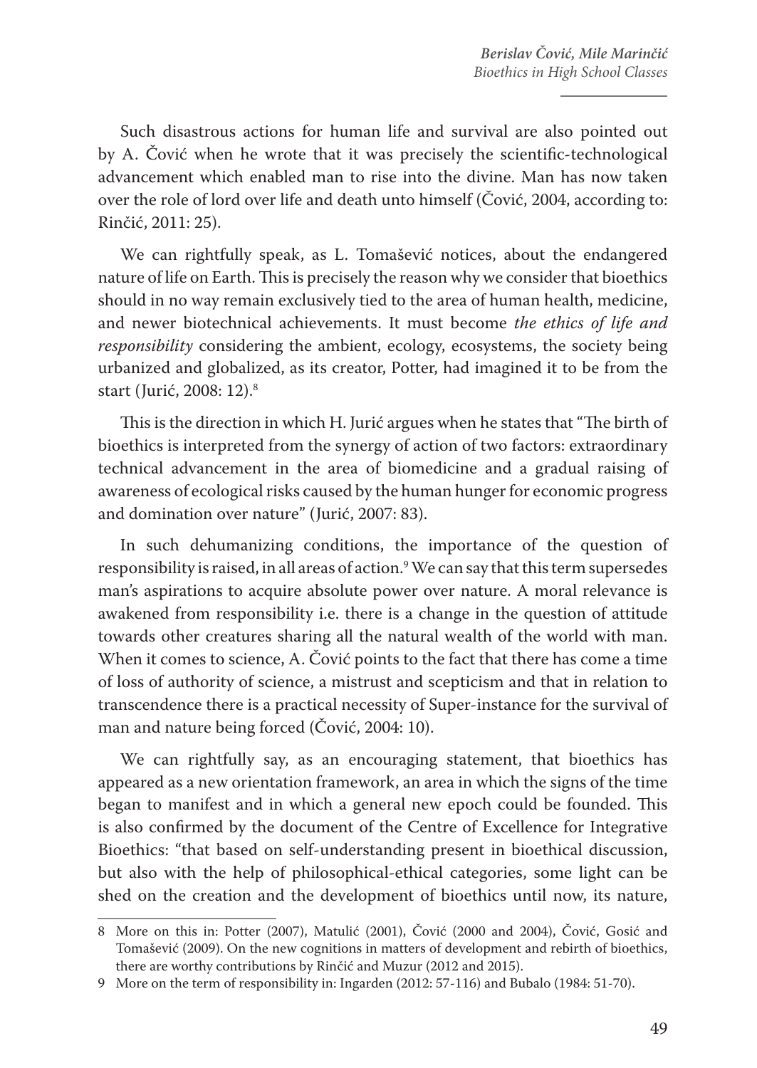Such disastrous actions for human life and survival are also pointed out by A. Čović when he wrote that it was precisely the scientific-technological advancement which enabled man to rise into the divine. Man has now taken over the role of lord over life and death unto himself (Čović, 2004, according to: Rinčić, 2011: 25).

We can rightfully speak, as L. Tomašević notices, about the endangered nature of life on Earth. This is precisely the reason why we consider that bioethics should in no way remain exclusively tied to the area of human health, medicine, and newer biotechnical achievements. It must become *the ethics of life and responsibility* considering the ambient, ecology, ecosystems, the society being urbanized and globalized, as its creator, Potter, had imagined it to be from the start (Jurić, 2008: 12).[8]

This is the direction in which H. Jurić argues when he states that "The birth of bioethics is interpreted from the synergy of action of two factors: extraordinary technical advancement in the area of biomedicine and a gradual raising of awareness of ecological risks caused by the human hunger for economic progress and domination over nature" (Jurić, 2007: 83).

In such dehumanizing conditions, the importance of the question of responsibility is raised, in all areas of action.[9] We can say that this term supersedes man's aspirations to acquire absolute power over nature. A moral relevance is awakened from responsibility i.e. there is a change in the question of attitude towards other creatures sharing all the natural wealth of the world with man. When it comes to science, A. Čović points to the fact that there has come a time of loss of authority of science, a mistrust and scepticism and that in relation to transcendence there is a practical necessity of Super-instance for the survival of man and nature being forced (Čović, 2004: 10).

We can rightfully say, as an encouraging statement, that bioethics has appeared as a new orientation framework, an area in which the signs of the time began to manifest and in which a general new epoch could be founded. This is also confirmed by the document of the Centre of Excellence for Integrative Bioethics: "that based on self-understanding present in bioethical discussion, but also with the help of philosophical-ethical categories, some light can be shed on the creation and the development of bioethics until now, its nature,

---

8 More on this in: Potter (2007), Matulić (2001), Čović (2000 and 2004), Čović, Gosić and Tomašević (2009). On the new cognitions in matters of development and rebirth of bioethics, there are worthy contributions by Rinčić and Muzur (2012 and 2015).

9 More on the term of responsibility in: Ingarden (2012: 57-116) and Bubalo (1984: 51-70).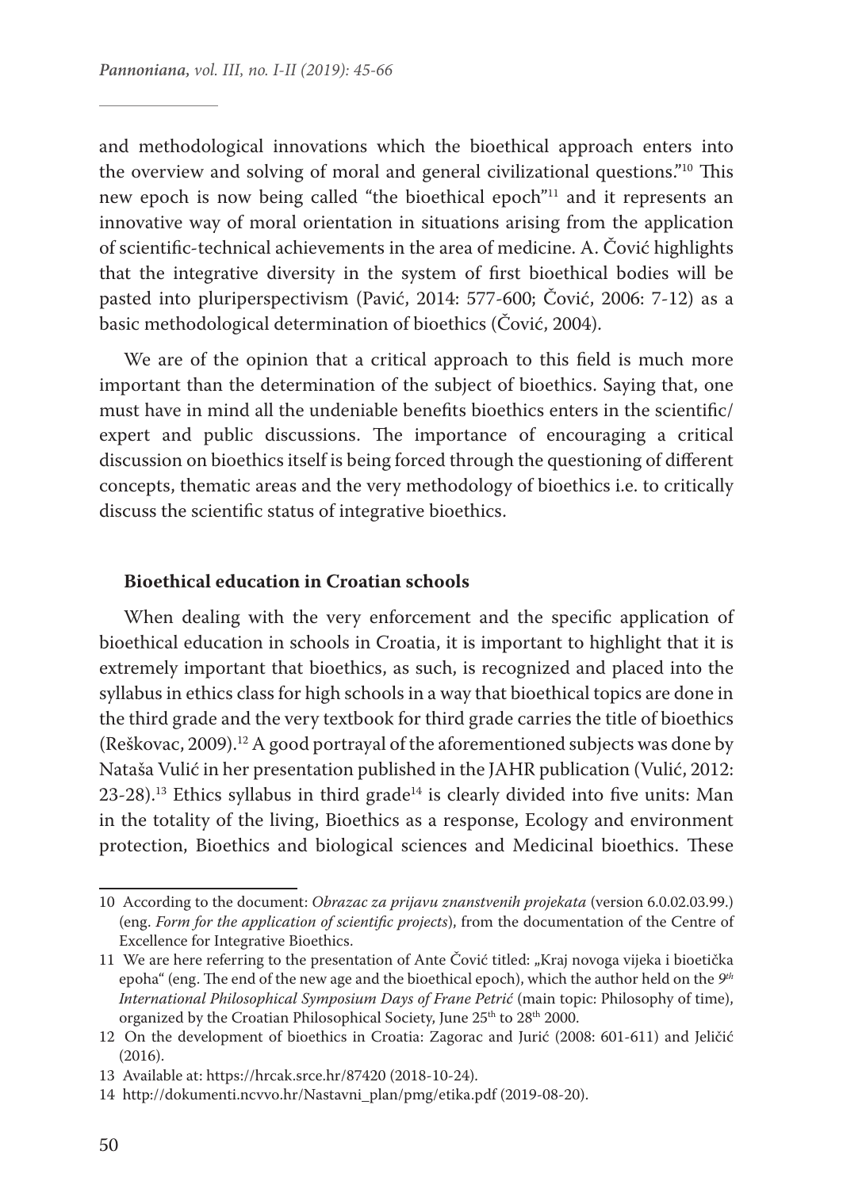and methodological innovations which the bioethical approach enters into the overview and solving of moral and general civilizational questions."[10] This new epoch is now being called "the bioethical epoch"[11] and it represents an innovative way of moral orientation in situations arising from the application of scientific-technical achievements in the area of medicine. A. Čović highlights that the integrative diversity in the system of first bioethical bodies will be pasted into pluriperspectivism (Pavić, 2014: 577-600; Čović, 2006: 7-12) as a basic methodological determination of bioethics (Čović, 2004).

We are of the opinion that a critical approach to this field is much more important than the determination of the subject of bioethics. Saying that, one must have in mind all the undeniable benefits bioethics enters in the scientific/expert and public discussions. The importance of encouraging a critical discussion on bioethics itself is being forced through the questioning of different concepts, thematic areas and the very methodology of bioethics i.e. to critically discuss the scientific status of integrative bioethics.

### Bioethical education in Croatian schools

When dealing with the very enforcement and the specific application of bioethical education in schools in Croatia, it is important to highlight that it is extremely important that bioethics, as such, is recognized and placed into the syllabus in ethics class for high schools in a way that bioethical topics are done in the third grade and the very textbook for third grade carries the title of bioethics (Reškovac, 2009).[12] A good portrayal of the aforementioned subjects was done by Nataša Vulić in her presentation published in the JAHR publication (Vulić, 2012: 23-28).[13] Ethics syllabus in third grade[14] is clearly divided into five units: Man in the totality of the living, Bioethics as a response, Ecology and environment protection, Bioethics and biological sciences and Medicinal bioethics. These

---

10 According to the document: *Obrazac za prijavu znanstvenih projekata* (version 6.0.02.03.99.) (eng. *Form for the application of scientific projects*), from the documentation of the Centre of Excellence for Integrative Bioethics.

11 We are here referring to the presentation of Ante Čović titled: „Kraj novoga vijeka i bioetička epoha" (eng. The end of the new age and the bioethical epoch), which the author held on the *9th International Philosophical Symposium Days of Frane Petrić* (main topic: Philosophy of time), organized by the Croatian Philosophical Society, June 25th to 28th 2000.

12 On the development of bioethics in Croatia: Zagorac and Jurić (2008: 601-611) and Jeličić (2016).

13 Available at: https://hrcak.srce.hr/87420 (2018-10-24).

14 http://dokumenti.ncvvo.hr/Nastavni_plan/pmg/etika.pdf (2019-08-20).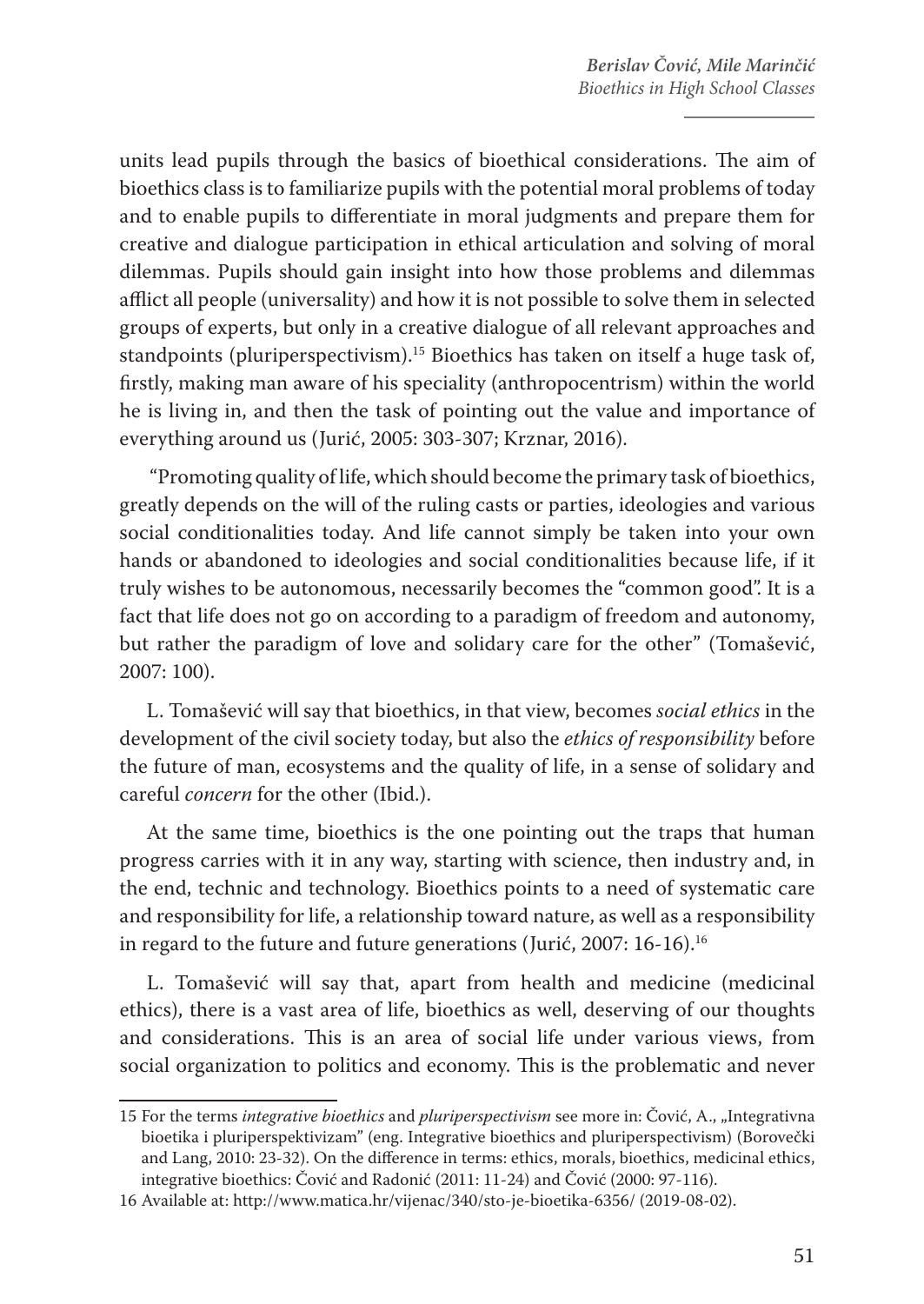units lead pupils through the basics of bioethical considerations. The aim of bioethics class is to familiarize pupils with the potential moral problems of today and to enable pupils to differentiate in moral judgments and prepare them for creative and dialogue participation in ethical articulation and solving of moral dilemmas. Pupils should gain insight into how those problems and dilemmas afflict all people (universality) and how it is not possible to solve them in selected groups of experts, but only in a creative dialogue of all relevant approaches and standpoints (pluriperspectivism).[15] Bioethics has taken on itself a huge task of, firstly, making man aware of his speciality (anthropocentrism) within the world he is living in, and then the task of pointing out the value and importance of everything around us (Jurić, 2005: 303-307; Krznar, 2016).

"Promoting quality of life, which should become the primary task of bioethics, greatly depends on the will of the ruling casts or parties, ideologies and various social conditionalities today. And life cannot simply be taken into your own hands or abandoned to ideologies and social conditionalities because life, if it truly wishes to be autonomous, necessarily becomes the "common good". It is a fact that life does not go on according to a paradigm of freedom and autonomy, but rather the paradigm of love and solidary care for the other" (Tomašević, 2007: 100).

L. Tomašević will say that bioethics, in that view, becomes *social ethics* in the development of the civil society today, but also the *ethics of responsibility* before the future of man, ecosystems and the quality of life, in a sense of solidary and careful *concern* for the other (Ibid.).

At the same time, bioethics is the one pointing out the traps that human progress carries with it in any way, starting with science, then industry and, in the end, technic and technology. Bioethics points to a need of systematic care and responsibility for life, a relationship toward nature, as well as a responsibility in regard to the future and future generations (Jurić, 2007: 16-16).[16]

L. Tomašević will say that, apart from health and medicine (medicinal ethics), there is a vast area of life, bioethics as well, deserving of our thoughts and considerations. This is an area of social life under various views, from social organization to politics and economy. This is the problematic and never

---

15 For the terms *integrative bioethics* and *pluriperspectivism* see more in: Čović, A., „Integrativna bioetika i pluriperspektivizam" (eng. Integrative bioethics and pluriperspectivism) (Borovečki and Lang, 2010: 23-32). On the difference in terms: ethics, morals, bioethics, medicinal ethics, integrative bioethics: Čović and Radonić (2011: 11-24) and Čović (2000: 97-116).

16 Available at: http://www.matica.hr/vijenac/340/sto-je-bioetika-6356/ (2019-08-02).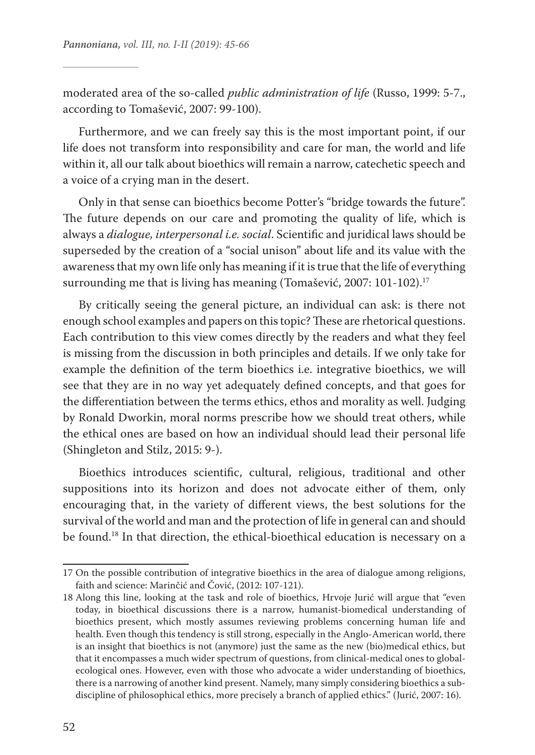moderated area of the so-called *public administration of life* (Russo, 1999: 5-7., according to Tomašević, 2007: 99-100).

Furthermore, and we can freely say this is the most important point, if our life does not transform into responsibility and care for man, the world and life within it, all our talk about bioethics will remain a narrow, catechetic speech and a voice of a crying man in the desert.

Only in that sense can bioethics become Potter's "bridge towards the future". The future depends on our care and promoting the quality of life, which is always a *dialogue, interpersonal i.e. social*. Scientific and juridical laws should be superseded by the creation of a "social unison" about life and its value with the awareness that my own life only has meaning if it is true that the life of everything surrounding me that is living has meaning (Tomašević, 2007: 101-102).[17]

By critically seeing the general picture, an individual can ask: is there not enough school examples and papers on this topic? These are rhetorical questions. Each contribution to this view comes directly by the readers and what they feel is missing from the discussion in both principles and details. If we only take for example the definition of the term bioethics i.e. integrative bioethics, we will see that they are in no way yet adequately defined concepts, and that goes for the differentiation between the terms ethics, ethos and morality as well. Judging by Ronald Dworkin, moral norms prescribe how we should treat others, while the ethical ones are based on how an individual should lead their personal life (Shingleton and Stilz, 2015: 9-).

Bioethics introduces scientific, cultural, religious, traditional and other suppositions into its horizon and does not advocate either of them, only encouraging that, in the variety of different views, the best solutions for the survival of the world and man and the protection of life in general can and should be found.[18] In that direction, the ethical-bioethical education is necessary on a

---

17 On the possible contribution of integrative bioethics in the area of dialogue among religions, faith and science: Marinčić and Čović, (2012: 107-121).

18 Along this line, looking at the task and role of bioethics, Hrvoje Jurić will argue that "even today, in bioethical discussions there is a narrow, humanist-biomedical understanding of bioethics present, which mostly assumes reviewing problems concerning human life and health. Even though this tendency is still strong, especially in the Anglo-American world, there is an insight that bioethics is not (anymore) just the same as the new (bio)medical ethics, but that it encompasses a much wider spectrum of questions, from clinical-medical ones to global-ecological ones. However, even with those who advocate a wider understanding of bioethics, there is a narrowing of another kind present. Namely, many simply considering bioethics a sub-discipline of philosophical ethics, more precisely a branch of applied ethics." (Jurić, 2007: 16).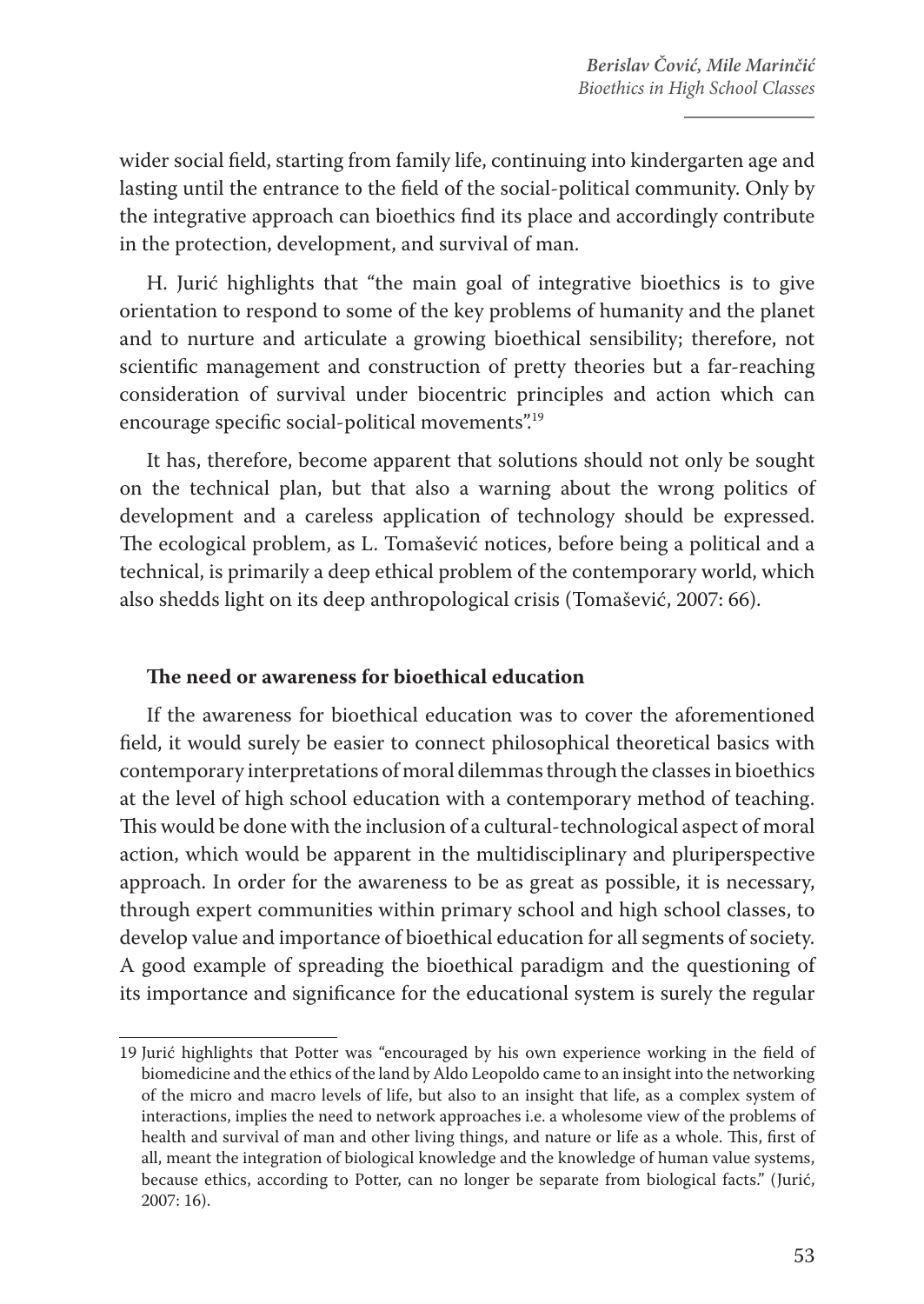wider social field, starting from family life, continuing into kindergarten age and lasting until the entrance to the field of the social-political community. Only by the integrative approach can bioethics find its place and accordingly contribute in the protection, development, and survival of man.

H. Jurić highlights that "the main goal of integrative bioethics is to give orientation to respond to some of the key problems of humanity and the planet and to nurture and articulate a growing bioethical sensibility; therefore, not scientific management and construction of pretty theories but a far-reaching consideration of survival under biocentric principles and action which can encourage specific social-political movements".[19]

It has, therefore, become apparent that solutions should not only be sought on the technical plan, but that also a warning about the wrong politics of development and a careless application of technology should be expressed. The ecological problem, as L. Tomašević notices, before being a political and a technical, is primarily a deep ethical problem of the contemporary world, which also shedds light on its deep anthropological crisis (Tomašević, 2007: 66).

## The need or awareness for bioethical education

If the awareness for bioethical education was to cover the aforementioned field, it would surely be easier to connect philosophical theoretical basics with contemporary interpretations of moral dilemmas through the classes in bioethics at the level of high school education with a contemporary method of teaching. This would be done with the inclusion of a cultural-technological aspect of moral action, which would be apparent in the multidisciplinary and pluriperspective approach. In order for the awareness to be as great as possible, it is necessary, through expert communities within primary school and high school classes, to develop value and importance of bioethical education for all segments of society. A good example of spreading the bioethical paradigm and the questioning of its importance and significance for the educational system is surely the regular

---

19 Jurić highlights that Potter was "encouraged by his own experience working in the field of biomedicine and the ethics of the land by Aldo Leopoldo came to an insight into the networking of the micro and macro levels of life, but also to an insight that life, as a complex system of interactions, implies the need to network approaches i.e. a wholesome view of the problems of health and survival of man and other living things, and nature or life as a whole. This, first of all, meant the integration of biological knowledge and the knowledge of human value systems, because ethics, according to Potter, can no longer be separate from biological facts." (Jurić, 2007: 16).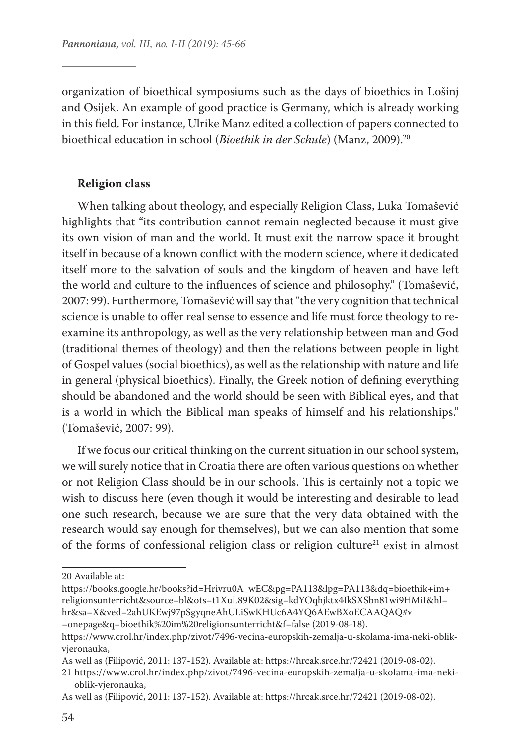organization of bioethical symposiums such as the days of bioethics in Lošinj and Osijek. An example of good practice is Germany, which is already working in this field. For instance, Ulrike Manz edited a collection of papers connected to bioethical education in school (*Bioethik in der Schule*) (Manz, 2009).[20]

### Religion class

When talking about theology, and especially Religion Class, Luka Tomašević highlights that "its contribution cannot remain neglected because it must give its own vision of man and the world. It must exit the narrow space it brought itself in because of a known conflict with the modern science, where it dedicated itself more to the salvation of souls and the kingdom of heaven and have left the world and culture to the influences of science and philosophy." (Tomašević, 2007: 99). Furthermore, Tomašević will say that "the very cognition that technical science is unable to offer real sense to essence and life must force theology to re-examine its anthropology, as well as the very relationship between man and God (traditional themes of theology) and then the relations between people in light of Gospel values (social bioethics), as well as the relationship with nature and life in general (physical bioethics). Finally, the Greek notion of defining everything should be abandoned and the world should be seen with Biblical eyes, and that is a world in which the Biblical man speaks of himself and his relationships." (Tomašević, 2007: 99).

If we focus our critical thinking on the current situation in our school system, we will surely notice that in Croatia there are often various questions on whether or not Religion Class should be in our schools. This is certainly not a topic we wish to discuss here (even though it would be interesting and desirable to lead one such research, because we are sure that the very data obtained with the research would say enough for themselves), but we can also mention that some of the forms of confessional religion class or religion culture[21] exist in almost

---

20 Available at:
https://books.google.hr/books?id=Hrivru0A_wEC&pg=PA113&lpg=PA113&dq=bioethik+im+religionsunterricht&source=bl&ots=t1XuL89K02&sig=kdYOqhjktx4IkSXSbn81wi9HMiI&hl=hr&sa=X&ved=2ahUKEwj97pSgyqneAhULiSwKHUc6A4YQ6AEwBXoECAAQAQ#v=onepage&q=bioethik%20im%20religionsunterricht&f=false (2019-08-18).
https://www.crol.hr/index.php/zivot/7496-vecina-europskih-zemalja-u-skolama-ima-neki-oblik-vjeronauka,
As well as (Filipović, 2011: 137-152). Available at: https://hrcak.srce.hr/72421 (2019-08-02).

21 https://www.crol.hr/index.php/zivot/7496-vecina-europskih-zemalja-u-skolama-ima-neki-oblik-vjeronauka,
As well as (Filipović, 2011: 137-152). Available at: https://hrcak.srce.hr/72421 (2019-08-02).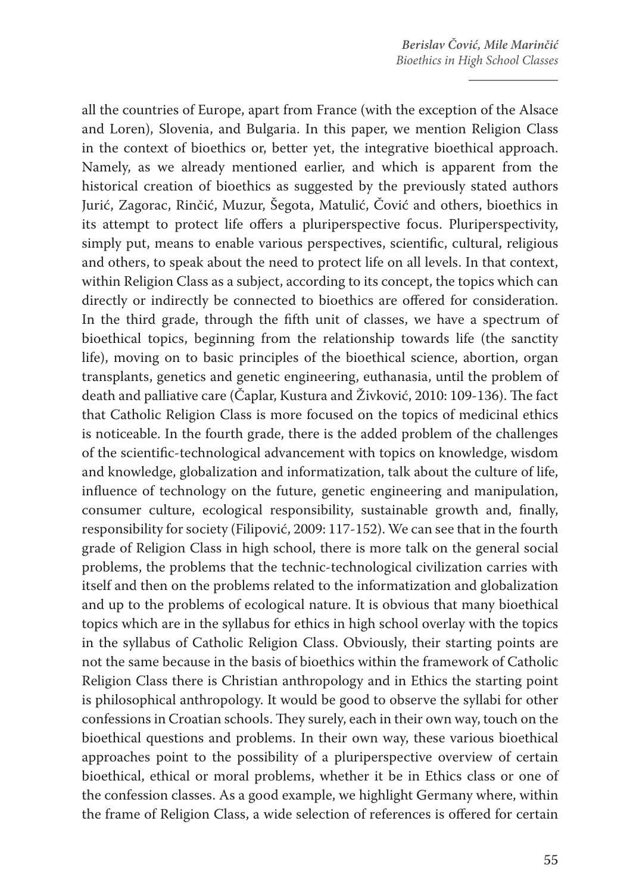all the countries of Europe, apart from France (with the exception of the Alsace and Loren), Slovenia, and Bulgaria. In this paper, we mention Religion Class in the context of bioethics or, better yet, the integrative bioethical approach. Namely, as we already mentioned earlier, and which is apparent from the historical creation of bioethics as suggested by the previously stated authors Jurić, Zagorac, Rinčić, Muzur, Šegota, Matulić, Čović and others, bioethics in its attempt to protect life offers a pluriperspective focus. Pluriperspectivity, simply put, means to enable various perspectives, scientific, cultural, religious and others, to speak about the need to protect life on all levels. In that context, within Religion Class as a subject, according to its concept, the topics which can directly or indirectly be connected to bioethics are offered for consideration. In the third grade, through the fifth unit of classes, we have a spectrum of bioethical topics, beginning from the relationship towards life (the sanctity life), moving on to basic principles of the bioethical science, abortion, organ transplants, genetics and genetic engineering, euthanasia, until the problem of death and palliative care (Čaplar, Kustura and Živković, 2010: 109-136). The fact that Catholic Religion Class is more focused on the topics of medicinal ethics is noticeable. In the fourth grade, there is the added problem of the challenges of the scientific-technological advancement with topics on knowledge, wisdom and knowledge, globalization and informatization, talk about the culture of life, influence of technology on the future, genetic engineering and manipulation, consumer culture, ecological responsibility, sustainable growth and, finally, responsibility for society (Filipović, 2009: 117-152). We can see that in the fourth grade of Religion Class in high school, there is more talk on the general social problems, the problems that the technic-technological civilization carries with itself and then on the problems related to the informatization and globalization and up to the problems of ecological nature. It is obvious that many bioethical topics which are in the syllabus for ethics in high school overlay with the topics in the syllabus of Catholic Religion Class. Obviously, their starting points are not the same because in the basis of bioethics within the framework of Catholic Religion Class there is Christian anthropology and in Ethics the starting point is philosophical anthropology. It would be good to observe the syllabi for other confessions in Croatian schools. They surely, each in their own way, touch on the bioethical questions and problems. In their own way, these various bioethical approaches point to the possibility of a pluriperspective overview of certain bioethical, ethical or moral problems, whether it be in Ethics class or one of the confession classes. As a good example, we highlight Germany where, within the frame of Religion Class, a wide selection of references is offered for certain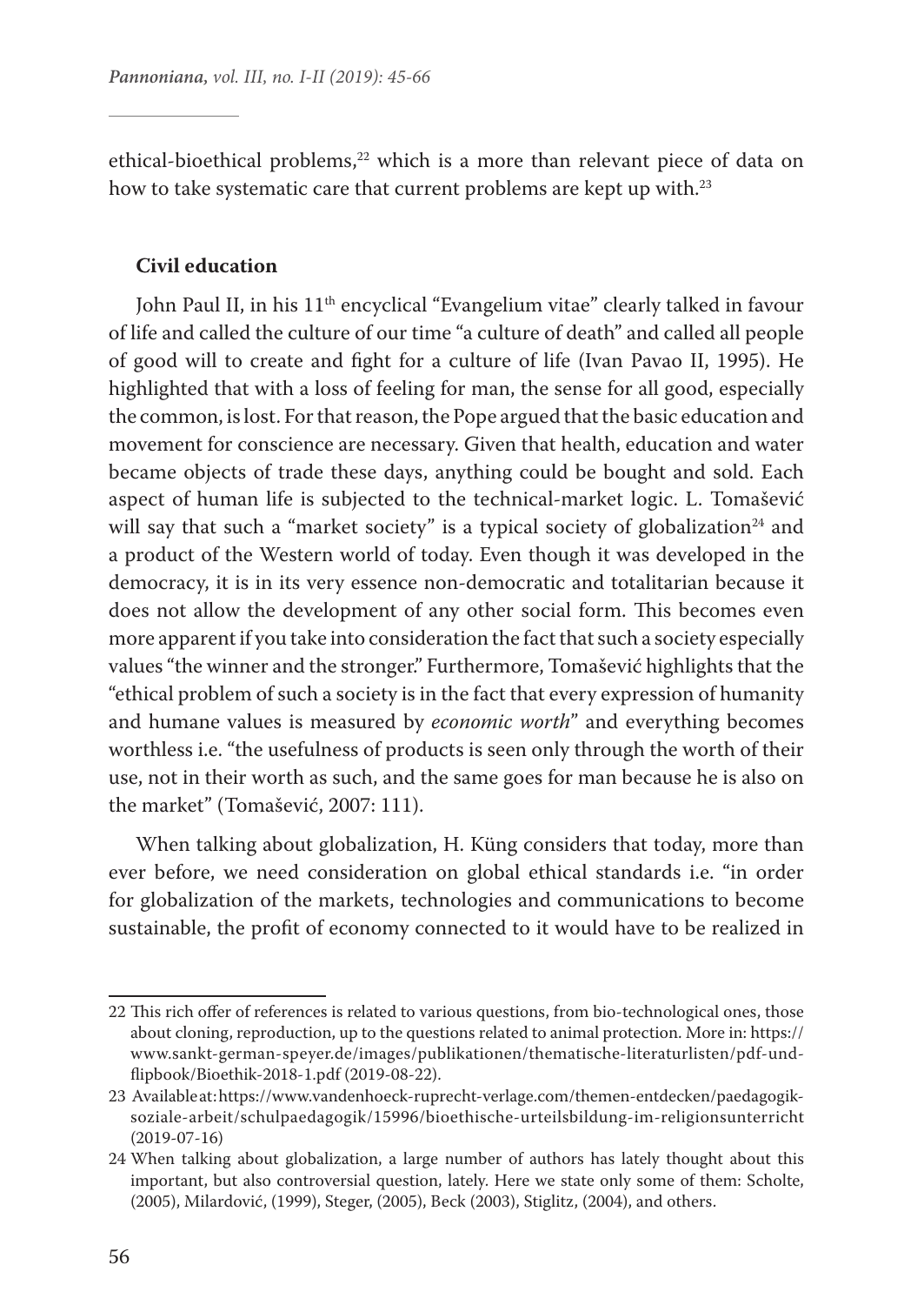ethical-bioethical problems,[22] which is a more than relevant piece of data on how to take systematic care that current problems are kept up with.[23]

**Civil education**

John Paul II, in his 11th encyclical "Evangelium vitae" clearly talked in favour of life and called the culture of our time "a culture of death" and called all people of good will to create and fight for a culture of life (Ivan Pavao II, 1995). He highlighted that with a loss of feeling for man, the sense for all good, especially the common, is lost. For that reason, the Pope argued that the basic education and movement for conscience are necessary. Given that health, education and water became objects of trade these days, anything could be bought and sold. Each aspect of human life is subjected to the technical-market logic. L. Tomašević will say that such a "market society" is a typical society of globalization[24] and a product of the Western world of today. Even though it was developed in the democracy, it is in its very essence non-democratic and totalitarian because it does not allow the development of any other social form. This becomes even more apparent if you take into consideration the fact that such a society especially values "the winner and the stronger." Furthermore, Tomašević highlights that the "ethical problem of such a society is in the fact that every expression of humanity and humane values is measured by *economic worth*" and everything becomes worthless i.e. "the usefulness of products is seen only through the worth of their use, not in their worth as such, and the same goes for man because he is also on the market" (Tomašević, 2007: 111).

When talking about globalization, H. Küng considers that today, more than ever before, we need consideration on global ethical standards i.e. "in order for globalization of the markets, technologies and communications to become sustainable, the profit of economy connected to it would have to be realized in

---

22 This rich offer of references is related to various questions, from bio-technological ones, those about cloning, reproduction, up to the questions related to animal protection. More in: https://www.sankt-german-speyer.de/images/publikationen/thematische-literaturlisten/pdf-und-flipbook/Bioethik-2018-1.pdf (2019-08-22).

23 Available at: https://www.vandenhoeck-ruprecht-verlage.com/themen-entdecken/paedagogik-soziale-arbeit/schulpaedagogik/15996/bioethische-urteilsbildung-im-religionsunterricht (2019-07-16)

24 When talking about globalization, a large number of authors has lately thought about this important, but also controversial question, lately. Here we state only some of them: Scholte, (2005), Milardović, (1999), Steger, (2005), Beck (2003), Stiglitz, (2004), and others.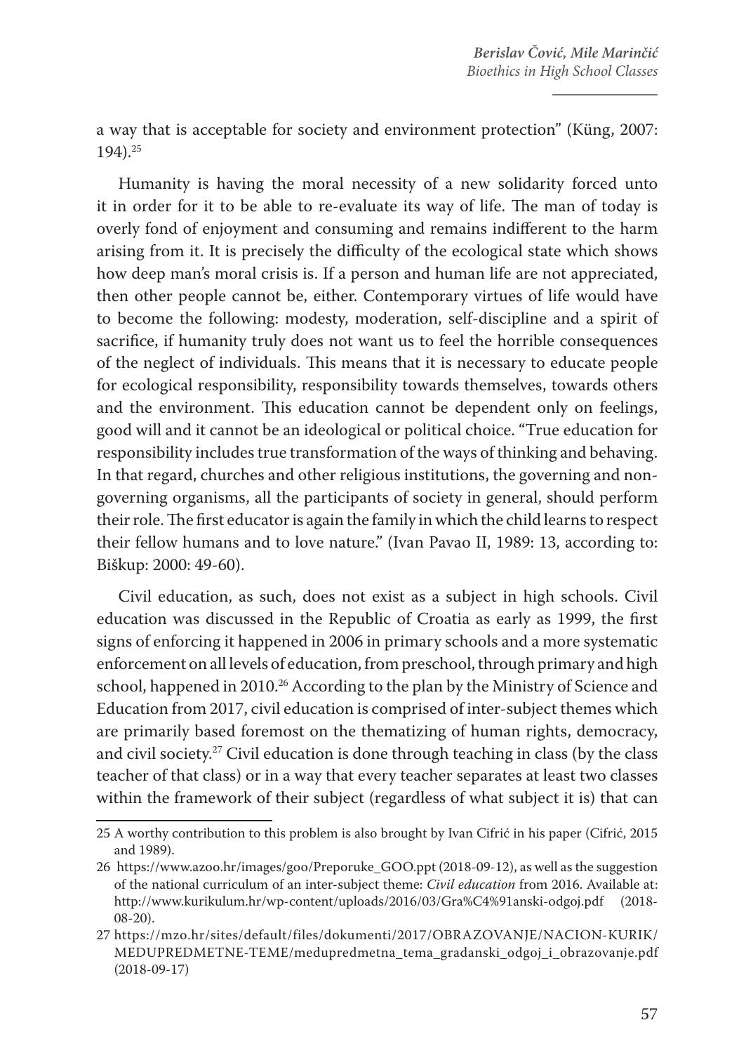a way that is acceptable for society and environment protection" (Küng, 2007: 194).[25]

Humanity is having the moral necessity of a new solidarity forced unto it in order for it to be able to re-evaluate its way of life. The man of today is overly fond of enjoyment and consuming and remains indifferent to the harm arising from it. It is precisely the difficulty of the ecological state which shows how deep man's moral crisis is. If a person and human life are not appreciated, then other people cannot be, either. Contemporary virtues of life would have to become the following: modesty, moderation, self-discipline and a spirit of sacrifice, if humanity truly does not want us to feel the horrible consequences of the neglect of individuals. This means that it is necessary to educate people for ecological responsibility, responsibility towards themselves, towards others and the environment. This education cannot be dependent only on feelings, good will and it cannot be an ideological or political choice. "True education for responsibility includes true transformation of the ways of thinking and behaving. In that regard, churches and other religious institutions, the governing and non-governing organisms, all the participants of society in general, should perform their role. The first educator is again the family in which the child learns to respect their fellow humans and to love nature." (Ivan Pavao II, 1989: 13, according to: Biškup: 2000: 49-60).

Civil education, as such, does not exist as a subject in high schools. Civil education was discussed in the Republic of Croatia as early as 1999, the first signs of enforcing it happened in 2006 in primary schools and a more systematic enforcement on all levels of education, from preschool, through primary and high school, happened in 2010.[26] According to the plan by the Ministry of Science and Education from 2017, civil education is comprised of inter-subject themes which are primarily based foremost on the thematizing of human rights, democracy, and civil society.[27] Civil education is done through teaching in class (by the class teacher of that class) or in a way that every teacher separates at least two classes within the framework of their subject (regardless of what subject it is) that can

---

25 A worthy contribution to this problem is also brought by Ivan Cifrić in his paper (Cifrić, 2015 and 1989).

26 https://www.azoo.hr/images/goo/Preporuke_GOO.ppt (2018-09-12), as well as the suggestion of the national curriculum of an inter-subject theme: *Civil education* from 2016. Available at: http://www.kurikulum.hr/wp-content/uploads/2016/03/Gra%C4%91anski-odgoj.pdf (2018-08-20).

27 https://mzo.hr/sites/default/files/dokumenti/2017/OBRAZOVANJE/NACION-KURIK/MEDUPREDMETNE-TEME/medupredmetna_tema_gradanski_odgoj_i_obrazovanje.pdf (2018-09-17)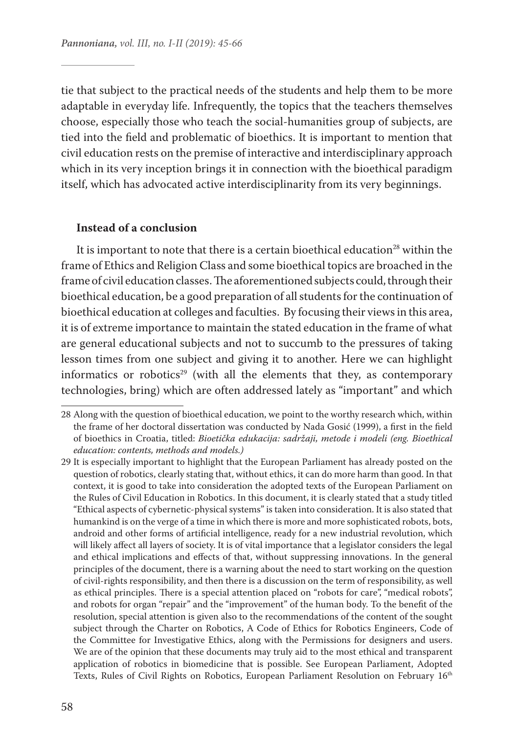tie that subject to the practical needs of the students and help them to be more adaptable in everyday life. Infrequently, the topics that the teachers themselves choose, especially those who teach the social-humanities group of subjects, are tied into the field and problematic of bioethics. It is important to mention that civil education rests on the premise of interactive and interdisciplinary approach which in its very inception brings it in connection with the bioethical paradigm itself, which has advocated active interdisciplinarity from its very beginnings.

## Instead of a conclusion

It is important to note that there is a certain bioethical education[28] within the frame of Ethics and Religion Class and some bioethical topics are broached in the frame of civil education classes. The aforementioned subjects could, through their bioethical education, be a good preparation of all students for the continuation of bioethical education at colleges and faculties. By focusing their views in this area, it is of extreme importance to maintain the stated education in the frame of what are general educational subjects and not to succumb to the pressures of taking lesson times from one subject and giving it to another. Here we can highlight informatics or robotics[29] (with all the elements that they, as contemporary technologies, bring) which are often addressed lately as "important" and which

---

28 Along with the question of bioethical education, we point to the worthy research which, within the frame of her doctoral dissertation was conducted by Nada Gosić (1999), a first in the field of bioethics in Croatia, titled: *Bioetička edukacija: sadržaji, metode i modeli (eng. Bioethical education: contents, methods and models.)*

29 It is especially important to highlight that the European Parliament has already posted on the question of robotics, clearly stating that, without ethics, it can do more harm than good. In that context, it is good to take into consideration the adopted texts of the European Parliament on the Rules of Civil Education in Robotics. In this document, it is clearly stated that a study titled "Ethical aspects of cybernetic-physical systems" is taken into consideration. It is also stated that humankind is on the verge of a time in which there is more and more sophisticated robots, bots, android and other forms of artificial intelligence, ready for a new industrial revolution, which will likely affect all layers of society. It is of vital importance that a legislator considers the legal and ethical implications and effects of that, without suppressing innovations. In the general principles of the document, there is a warning about the need to start working on the question of civil-rights responsibility, and then there is a discussion on the term of responsibility, as well as ethical principles. There is a special attention placed on "robots for care", "medical robots", and robots for organ "repair" and the "improvement" of the human body. To the benefit of the resolution, special attention is given also to the recommendations of the content of the sought subject through the Charter on Robotics, A Code of Ethics for Robotics Engineers, Code of the Committee for Investigative Ethics, along with the Permissions for designers and users. We are of the opinion that these documents may truly aid to the most ethical and transparent application of robotics in biomedicine that is possible. See European Parliament, Adopted Texts, Rules of Civil Rights on Robotics, European Parliament Resolution on February 16th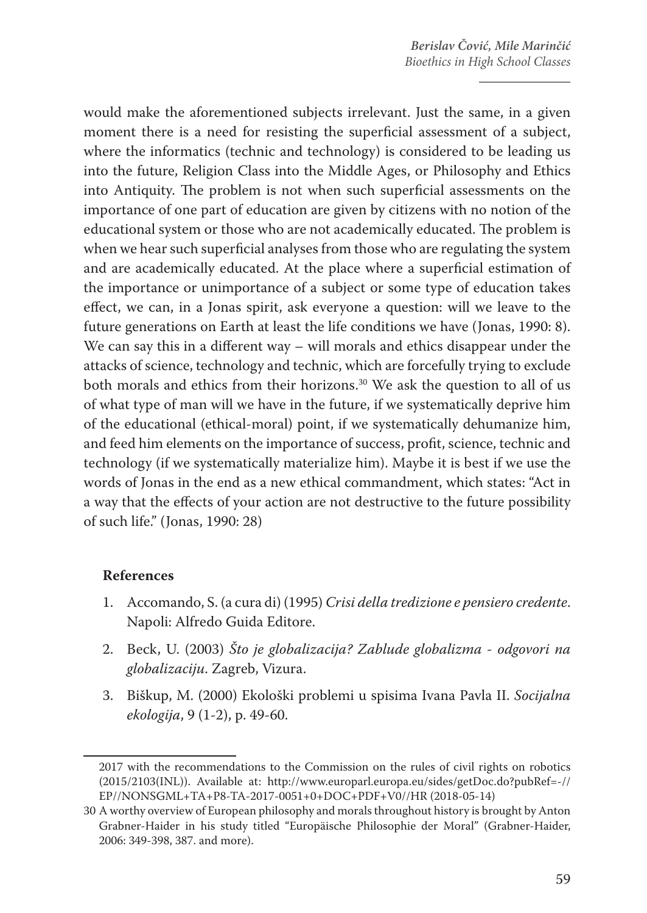would make the aforementioned subjects irrelevant. Just the same, in a given moment there is a need for resisting the superficial assessment of a subject, where the informatics (technic and technology) is considered to be leading us into the future, Religion Class into the Middle Ages, or Philosophy and Ethics into Antiquity. The problem is not when such superficial assessments on the importance of one part of education are given by citizens with no notion of the educational system or those who are not academically educated. The problem is when we hear such superficial analyses from those who are regulating the system and are academically educated. At the place where a superficial estimation of the importance or unimportance of a subject or some type of education takes effect, we can, in a Jonas spirit, ask everyone a question: will we leave to the future generations on Earth at least the life conditions we have (Jonas, 1990: 8). We can say this in a different way – will morals and ethics disappear under the attacks of science, technology and technic, which are forcefully trying to exclude both morals and ethics from their horizons.[30] We ask the question to all of us of what type of man will we have in the future, if we systematically deprive him of the educational (ethical-moral) point, if we systematically dehumanize him, and feed him elements on the importance of success, profit, science, technic and technology (if we systematically materialize him). Maybe it is best if we use the words of Jonas in the end as a new ethical commandment, which states: "Act in a way that the effects of your action are not destructive to the future possibility of such life." (Jonas, 1990: 28)

### References

1. Accomando, S. (a cura di) (1995) *Crisi della tredizione e pensiero credente*. Napoli: Alfredo Guida Editore.
2. Beck, U. (2003) *Što je globalizacija? Zablude globalizma - odgovori na globalizaciju*. Zagreb, Vizura.
3. Biškup, M. (2000) Ekološki problemi u spisima Ivana Pavla II. *Socijalna ekologija*, 9 (1-2), p. 49-60.

2017 with the recommendations to the Commission on the rules of civil rights on robotics (2015/2103(INL)). Available at: http://www.europarl.europa.eu/sides/getDoc.do?pubRef=-//EP//NONSGML+TA+P8-TA-2017-0051+0+DOC+PDF+V0//HR (2018-05-14)

30 A worthy overview of European philosophy and morals throughout history is brought by Anton Grabner-Haider in his study titled "Europäische Philosophie der Moral" (Grabner-Haider, 2006: 349-398, 387. and more).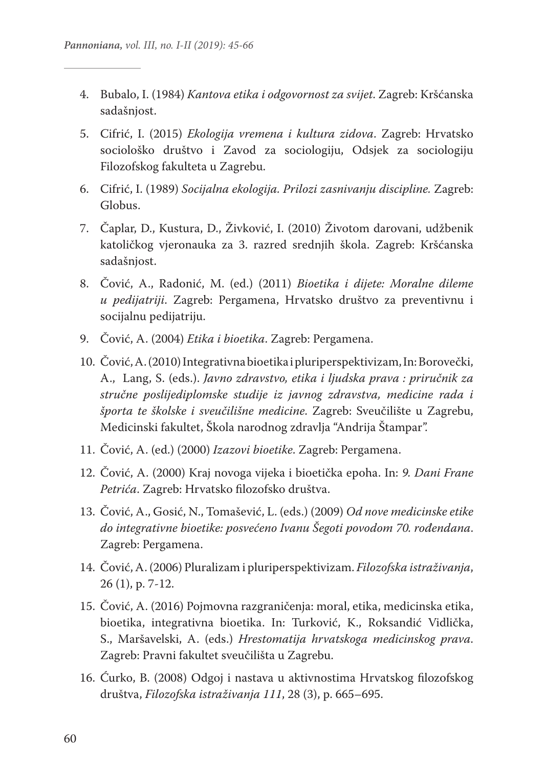4. Bubalo, I. (1984) *Kantova etika i odgovornost za svijet*. Zagreb: Kršćanska sadašnjost.

5. Cifrić, I. (2015) *Ekologija vremena i kultura zidova*. Zagreb: Hrvatsko sociološko društvo i Zavod za sociologiju, Odsjek za sociologiju Filozofskog fakulteta u Zagrebu.

6. Cifrić, I. (1989) *Socijalna ekologija. Prilozi zasnivanju discipline.* Zagreb: Globus.

7. Čaplar, D., Kustura, D., Živković, I. (2010) Životom darovani, udžbenik katoličkog vjeronauka za 3. razred srednjih škola. Zagreb: Kršćanska sadašnjost.

8. Čović, A., Radonić, M. (ed.) (2011) *Bioetika i dijete: Moralne dileme u pedijatriji*. Zagreb: Pergamena, Hrvatsko društvo za preventivnu i socijalnu pedijatriju.

9. Čović, A. (2004) *Etika i bioetika*. Zagreb: Pergamena.

10. Čović, A. (2010) Integrativna bioetika i pluriperspektivizam, In: Borovečki, A., Lang, S. (eds.). *Javno zdravstvo, etika i ljudska prava : priručnik za stručne poslijediplomske studije iz javnog zdravstva, medicine rada i športa te školske i sveučilišne medicine*. Zagreb: Sveučilište u Zagrebu, Medicinski fakultet, Škola narodnog zdravlja "Andrija Štampar".

11. Čović, A. (ed.) (2000) *Izazovi bioetike*. Zagreb: Pergamena.

12. Čović, A. (2000) Kraj novoga vijeka i bioetička epoha. In: *9. Dani Frane Petrića*. Zagreb: Hrvatsko filozofsko društva.

13. Čović, A., Gosić, N., Tomašević, L. (eds.) (2009) *Od nove medicinske etike do integrativne bioetike: posvećeno Ivanu Šegoti povodom 70. rođendana*. Zagreb: Pergamena.

14. Čović, A. (2006) Pluralizam i pluriperspektivizam. *Filozofska istraživanja*, 26 (1), p. 7-12.

15. Čović, A. (2016) Pojmovna razgraničenja: moral, etika, medicinska etika, bioetika, integrativna bioetika. In: Turković, K., Roksandić Vidlička, S., Maršavelski, A. (eds.) *Hrestomatija hrvatskoga medicinskog prava*. Zagreb: Pravni fakultet sveučilišta u Zagrebu.

16. Ćurko, B. (2008) Odgoj i nastava u aktivnostima Hrvatskog filozofskog društva, *Filozofska istraživanja 111*, 28 (3), p. 665–695.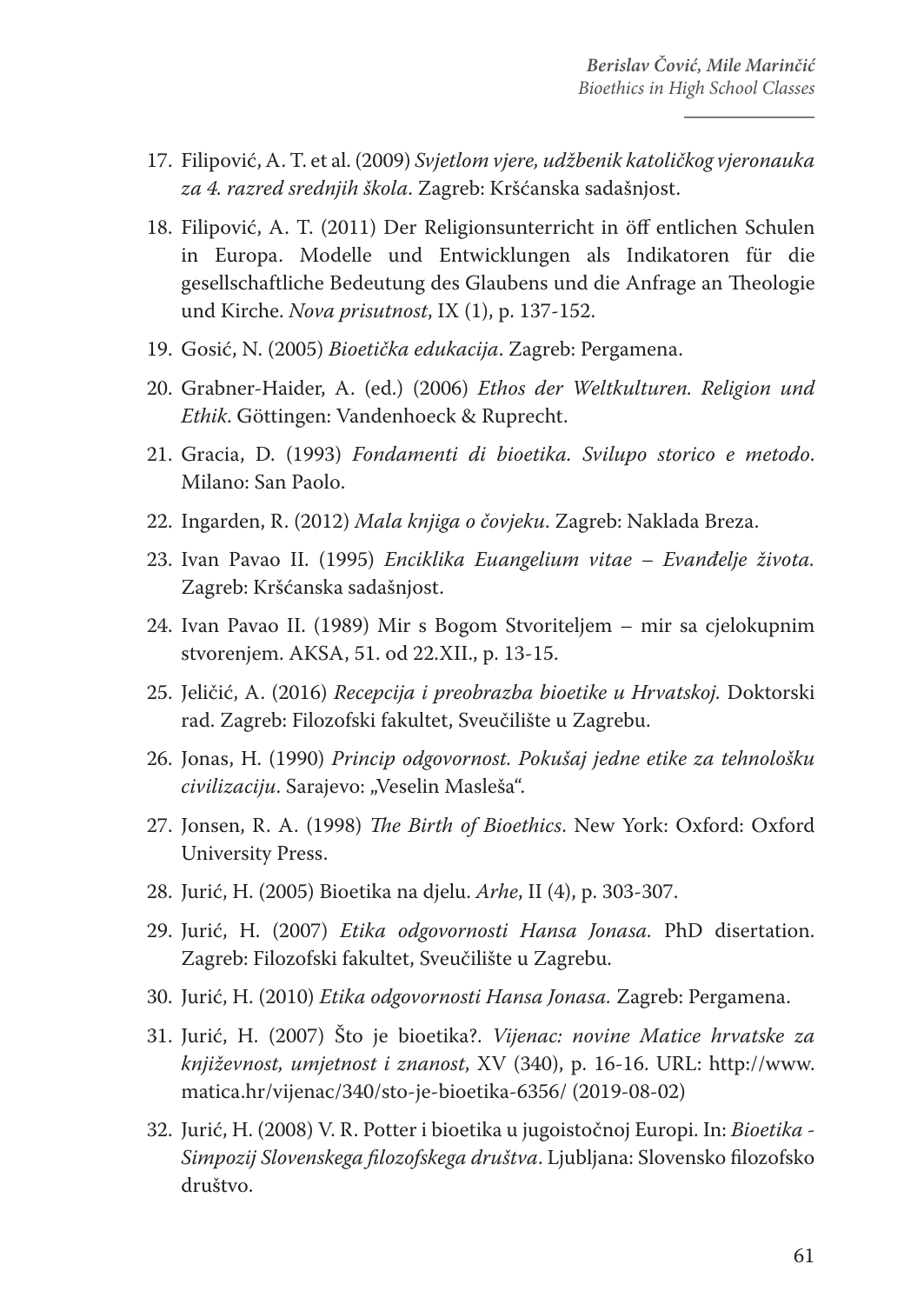17. Filipović, A. T. et al. (2009) *Svjetlom vjere, udžbenik katoličkog vjeronauka za 4. razred srednjih škola*. Zagreb: Kršćanska sadašnjost.
18. Filipović, A. T. (2011) Der Religionsunterricht in öff entlichen Schulen in Europa. Modelle und Entwicklungen als Indikatoren für die gesellschaftliche Bedeutung des Glaubens und die Anfrage an Theologie und Kirche. *Nova prisutnost*, IX (1), p. 137-152.
19. Gosić, N. (2005) *Bioetička edukacija*. Zagreb: Pergamena.
20. Grabner-Haider, A. (ed.) (2006) *Ethos der Weltkulturen. Religion und Ethik*. Göttingen: Vandenhoeck & Ruprecht.
21. Gracia, D. (1993) *Fondamenti di bioetika. Svilupo storico e metodo*. Milano: San Paolo.
22. Ingarden, R. (2012) *Mala knjiga o čovjeku*. Zagreb: Naklada Breza.
23. Ivan Pavao II. (1995) *Enciklika Euangelium vitae – Evanđelje života.* Zagreb: Kršćanska sadašnjost.
24. Ivan Pavao II. (1989) Mir s Bogom Stvoriteljem – mir sa cjelokupnim stvorenjem. AKSA, 51. od 22.XII., p. 13-15.
25. Jeličić, A. (2016) *Recepcija i preobrazba bioetike u Hrvatskoj.* Doktorski rad. Zagreb: Filozofski fakultet, Sveučilište u Zagrebu.
26. Jonas, H. (1990) *Princip odgovornost. Pokušaj jedne etike za tehnološku civilizaciju*. Sarajevo: „Veselin Masleša".
27. Jonsen, R. A. (1998) *The Birth of Bioethics*. New York: Oxford: Oxford University Press.
28. Jurić, H. (2005) Bioetika na djelu. *Arhe*, II (4), p. 303-307.
29. Jurić, H. (2007) *Etika odgovornosti Hansa Jonasa.* PhD disertation. Zagreb: Filozofski fakultet, Sveučilište u Zagrebu.
30. Jurić, H. (2010) *Etika odgovornosti Hansa Jonasa.* Zagreb: Pergamena.
31. Jurić, H. (2007) Što je bioetika?. *Vijenac: novine Matice hrvatske za književnost, umjetnost i znanost*, XV (340), p. 16-16. URL: http://www.matica.hr/vijenac/340/sto-je-bioetika-6356/ (2019-08-02)
32. Jurić, H. (2008) V. R. Potter i bioetika u jugoistočnoj Europi. In: *Bioetika - Simpozij Slovenskega filozofskega društva*. Ljubljana: Slovensko filozofsko društvo.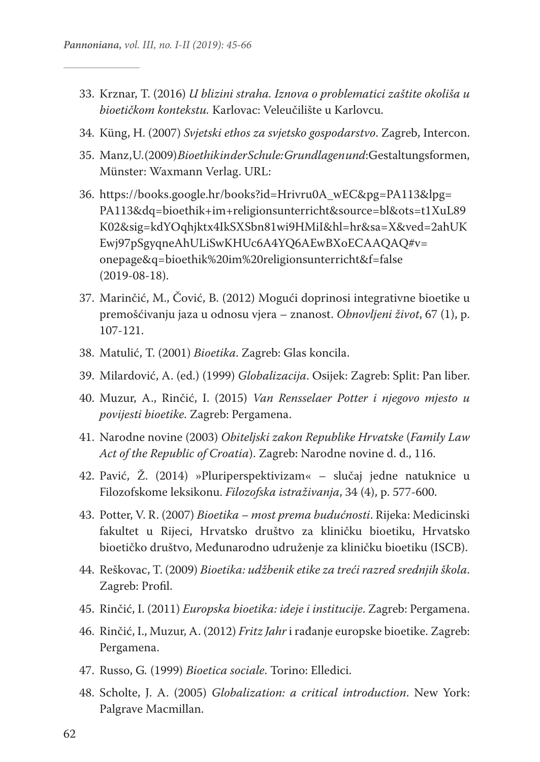33. Krznar, T. (2016) *U blizini straha. Iznova o problematici zaštite okoliša u bioetičkom kontekstu.* Karlovac: Veleučilište u Karlovcu.
34. Küng, H. (2007) *Svjetski ethos za svjetsko gospodarstvo*. Zagreb, Intercon.
35. Manz,U.(2009)*BioethikinderSchule:Grundlagenund*:Gestaltungsformen, Münster: Waxmann Verlag. URL:
36. https://books.google.hr/books?id=Hrivru0A_wEC&pg=PA113&lpg=PA113&dq=bioethik+im+religionsunterricht&source=bl&ots=t1XuL89K02&sig=kdYOqhjktx4IkSXSbn81wi9HMiI&hl=hr&sa=X&ved=2ahUKEwj97pSgyqneAhULiSwKHUc6A4YQ6AEwBXoECAAQAQ#v=onepage&q=bioethik%20im%20religionsunterricht&f=false (2019-08-18).
37. Marinčić, M., Čović, B. (2012) Mogući doprinosi integrativne bioetike u premošćivanju jaza u odnosu vjera – znanost. *Obnovljeni život*, 67 (1), p. 107-121.
38. Matulić, T. (2001) *Bioetika*. Zagreb: Glas koncila.
39. Milardović, A. (ed.) (1999) *Globalizacija*. Osijek: Zagreb: Split: Pan liber.
40. Muzur, A., Rinčić, I. (2015) *Van Rensselaer Potter i njegovo mjesto u povijesti bioetike*. Zagreb: Pergamena.
41. Narodne novine (2003) *Obiteljski zakon Republike Hrvatske* (*Family Law Act of the Republic of Croatia*). Zagreb: Narodne novine d. d., 116.
42. Pavić, Ž. (2014) »Pluriperspektivizam« – slučaj jedne natuknice u Filozofskome leksikonu. *Filozofska istraživanja*, 34 (4), p. 577-600.
43. Potter, V. R. (2007) *Bioetika – most prema budućnosti*. Rijeka: Medicinski fakultet u Rijeci, Hrvatsko društvo za kliničku bioetiku, Hrvatsko bioetičko društvo, Međunarodno udruženje za kliničku bioetiku (ISCB).
44. Reškovac, T. (2009) *Bioetika: udžbenik etike za treći razred srednjih škola*. Zagreb: Profil.
45. Rinčić, I. (2011) *Europska bioetika: ideje i institucije*. Zagreb: Pergamena.
46. Rinčić, I., Muzur, A. (2012) *Fritz Jahr* i rađanje europske bioetike. Zagreb: Pergamena.
47. Russo, G. (1999) *Bioetica sociale*. Torino: Elledici.
48. Scholte, J. A. (2005) *Globalization: a critical introduction*. New York: Palgrave Macmillan.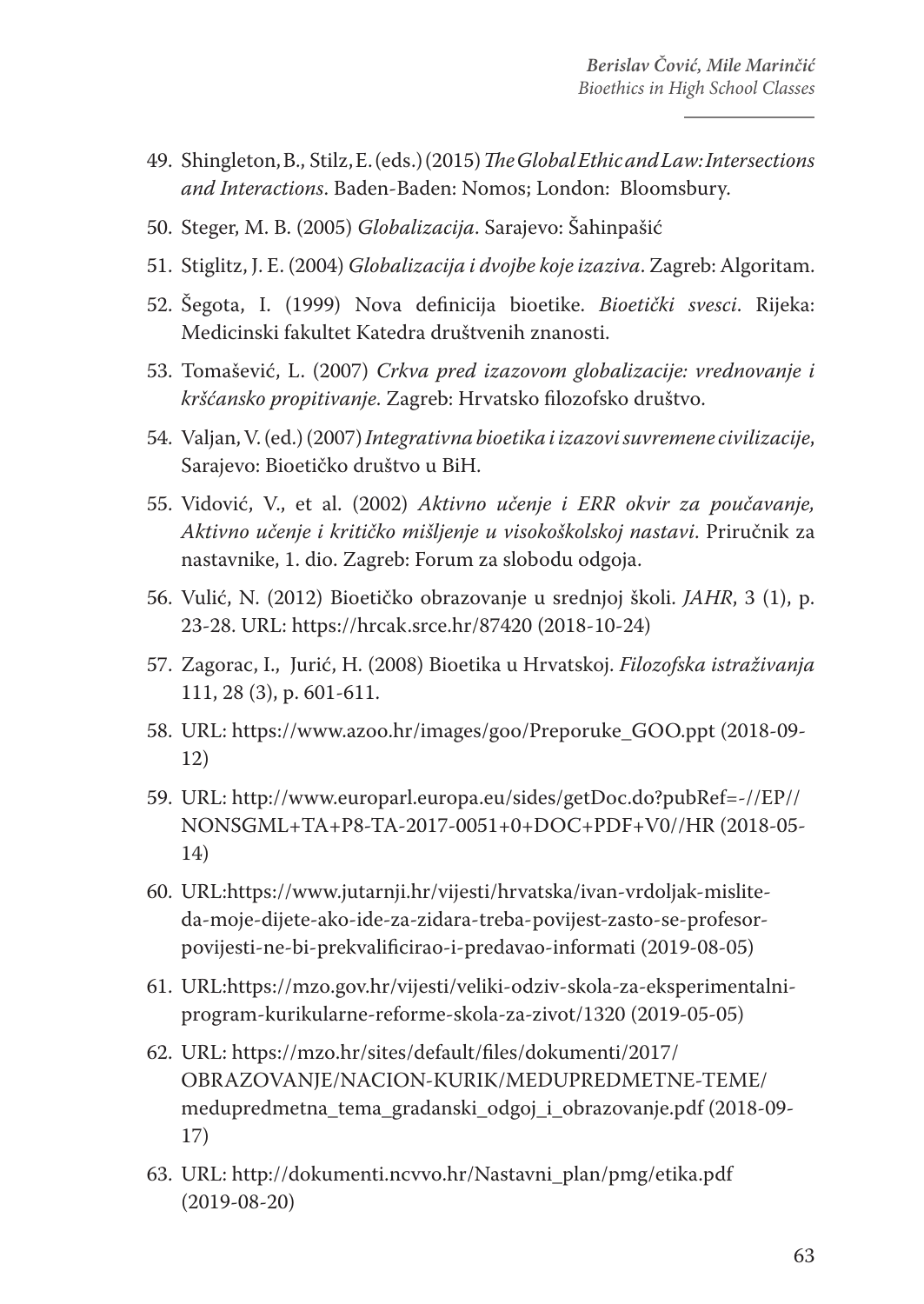49. Shingleton, B., Stilz, E. (eds.) (2015) *The Global Ethic and Law: Intersections and Interactions*. Baden-Baden: Nomos; London: Bloomsbury.
50. Steger, M. B. (2005) *Globalizacija*. Sarajevo: Šahinpašić
51. Stiglitz, J. E. (2004) *Globalizacija i dvojbe koje izaziva*. Zagreb: Algoritam.
52. Šegota, I. (1999) Nova definicija bioetike. *Bioetički svesci*. Rijeka: Medicinski fakultet Katedra društvenih znanosti.
53. Tomašević, L. (2007) *Crkva pred izazovom globalizacije: vrednovanje i kršćansko propitivanje*. Zagreb: Hrvatsko filozofsko društvo.
54. Valjan, V. (ed.) (2007) *Integrativna bioetika i izazovi suvremene civilizacije*, Sarajevo: Bioetičko društvo u BiH.
55. Vidović, V., et al. (2002) *Aktivno učenje i ERR okvir za poučavanje, Aktivno učenje i kritičko mišljenje u visokoškolskoj nastavi*. Priručnik za nastavnike, 1. dio. Zagreb: Forum za slobodu odgoja.
56. Vulić, N. (2012) Bioetičko obrazovanje u srednjoj školi. *JAHR*, 3 (1), p. 23-28. URL: https://hrcak.srce.hr/87420 (2018-10-24)
57. Zagorac, I., Jurić, H. (2008) Bioetika u Hrvatskoj. *Filozofska istraživanja* 111, 28 (3), p. 601-611.
58. URL: https://www.azoo.hr/images/goo/Preporuke_GOO.ppt (2018-09-12)
59. URL: http://www.europarl.europa.eu/sides/getDoc.do?pubRef=-//EP//NONSGML+TA+P8-TA-2017-0051+0+DOC+PDF+V0//HR (2018-05-14)
60. URL:https://www.jutarnji.hr/vijesti/hrvatska/ivan-vrdoljak-mislite-da-moje-dijete-ako-ide-za-zidara-treba-povijest-zasto-se-profesor-povijesti-ne-bi-prekvalificirao-i-predavao-informati (2019-08-05)
61. URL:https://mzo.gov.hr/vijesti/veliki-odziv-skola-za-eksperimentalni-program-kurikularne-reforme-skola-za-zivot/1320 (2019-05-05)
62. URL: https://mzo.hr/sites/default/files/dokumenti/2017/OBRAZOVANJE/NACION-KURIK/MEDUPREDMETNE-TEME/medupredmetna_tema_gradanski_odgoj_i_obrazovanje.pdf (2018-09-17)
63. URL: http://dokumenti.ncvvo.hr/Nastavni_plan/pmg/etika.pdf (2019-08-20)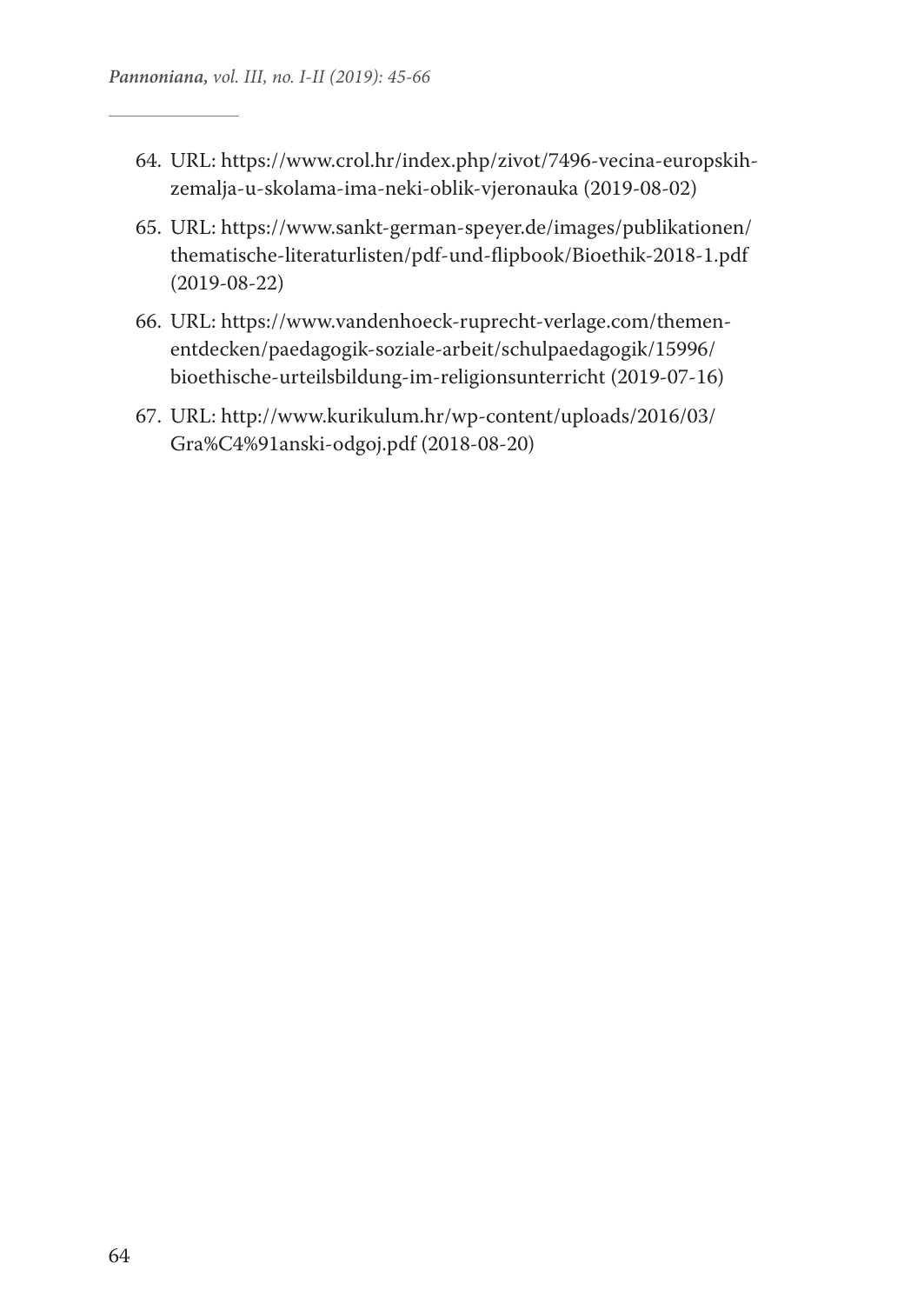64. URL: https://www.crol.hr/index.php/zivot/7496-vecina-europskih-zemalja-u-skolama-ima-neki-oblik-vjeronauka (2019-08-02)
65. URL: https://www.sankt-german-speyer.de/images/publikationen/thematische-literaturlisten/pdf-und-flipbook/Bioethik-2018-1.pdf (2019-08-22)
66. URL: https://www.vandenhoeck-ruprecht-verlage.com/themen-entdecken/paedagogik-soziale-arbeit/schulpaedagogik/15996/bioethische-urteilsbildung-im-religionsunterricht (2019-07-16)
67. URL: http://www.kurikulum.hr/wp-content/uploads/2016/03/Gra%C4%91anski-odgoj.pdf (2018-08-20)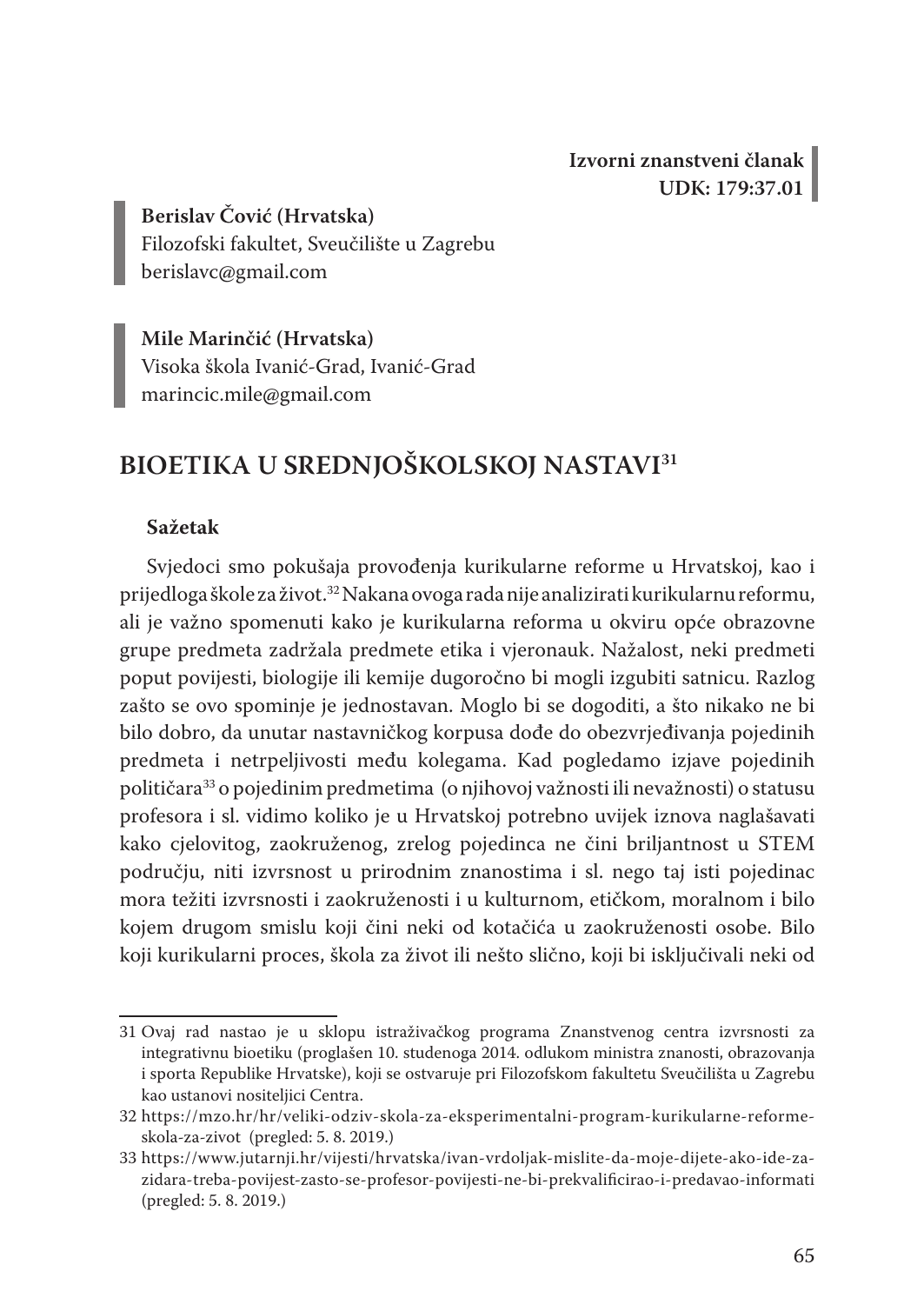**Izvorni znanstveni članak**
**UDK: 179:37.01**

**Berislav Čović (Hrvatska)**
Filozofski fakultet, Sveučilište u Zagrebu
berislavc@gmail.com

**Mile Marinčić (Hrvatska)**
Visoka škola Ivanić-Grad, Ivanić-Grad
marincic.mile@gmail.com

# BIOETIKA U SREDNJOŠKOLSKOJ NASTAVI[31]

**Sažetak**

Svjedoci smo pokušaja provođenja kurikularne reforme u Hrvatskoj, kao i prijedloga škole za život.[32] Nakana ovoga rada nije analizirati kurikularnu reformu, ali je važno spomenuti kako je kurikularna reforma u okviru opće obrazovne grupe predmeta zadržala predmete etika i vjeronauk. Nažalost, neki predmeti poput povijesti, biologije ili kemije dugoročno bi mogli izgubiti satnicu. Razlog zašto se ovo spominje je jednostavan. Moglo bi se dogoditi, a što nikako ne bi bilo dobro, da unutar nastavničkog korpusa dođe do obezvrjeđivanja pojedinih predmeta i netrpeljivosti među kolegama. Kad pogledamo izjave pojedinih političara[33] o pojedinim predmetima (o njihovoj važnosti ili nevažnosti) o statusu profesora i sl. vidimo koliko je u Hrvatskoj potrebno uvijek iznova naglašavati kako cjelovitog, zaokruženog, zrelog pojedinca ne čini briljantnost u STEM području, niti izvrsnost u prirodnim znanostima i sl. nego taj isti pojedinac mora težiti izvrsnosti i zaokruženosti i u kulturnom, etičkom, moralnom i bilo kojem drugom smislu koji čini neki od kotačića u zaokruženosti osobe. Bilo koji kurikularni proces, škola za život ili nešto slično, koji bi isključivali neki od

---

31 Ovaj rad nastao je u sklopu istraživačkog programa Znanstvenog centra izvrsnosti za integrativnu bioetiku (proglašen 10. studenoga 2014. odlukom ministra znanosti, obrazovanja i sporta Republike Hrvatske), koji se ostvaruje pri Filozofskom fakultetu Sveučilišta u Zagrebu kao ustanovi nositeljici Centra.

32 https://mzo.hr/hr/veliki-odziv-skola-za-eksperimentalni-program-kurikularne-reforme-skola-za-zivot (pregled: 5. 8. 2019.)

33 https://www.jutarnji.hr/vijesti/hrvatska/ivan-vrdoljak-mislite-da-moje-dijete-ako-ide-za-zidara-treba-povijest-zasto-se-profesor-povijesti-ne-bi-prekvalificirao-i-predavao-informati (pregled: 5. 8. 2019.)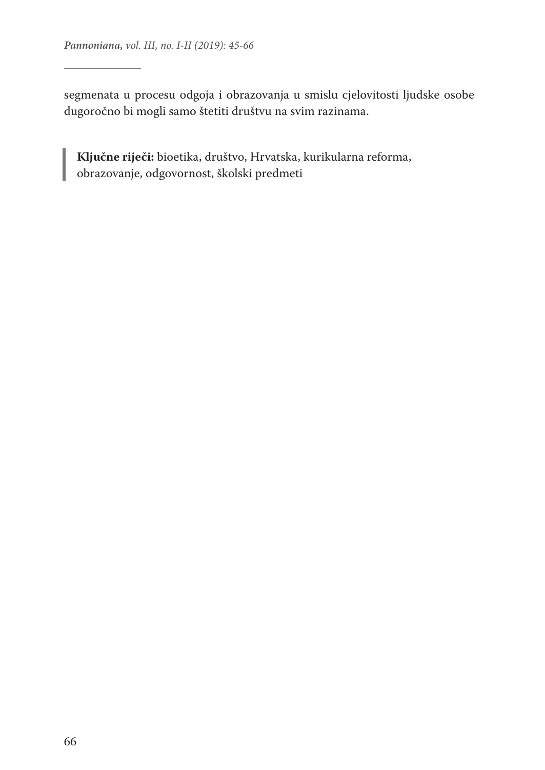segmenata u procesu odgoja i obrazovanja u smislu cjelovitosti ljudske osobe dugoročno bi mogli samo štetiti društvu na svim razinama.

> **Ključne riječi:** bioetika, društvo, Hrvatska, kurikularna reforma, obrazovanje, odgovornost, školski predmeti